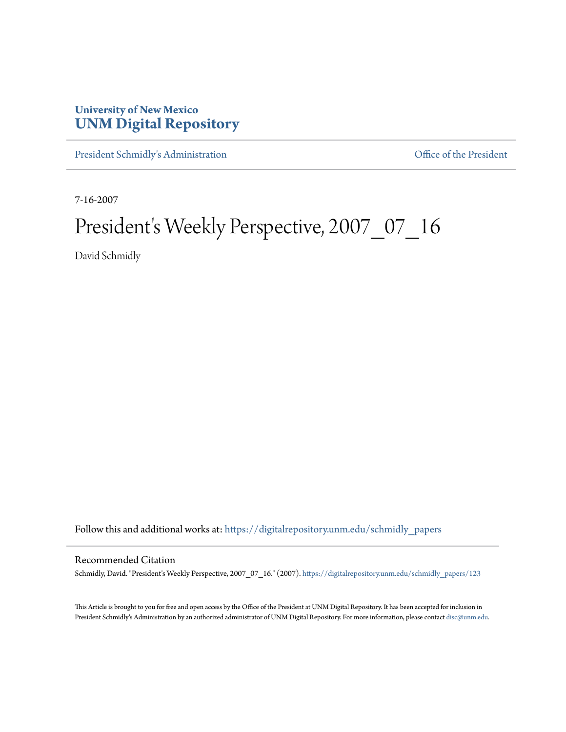University of New Mexico
# UNM Digital Repository

President Schmidly's Administration

Office of the President

7-16-2007

# President's Weekly Perspective, 2007_07_16

David Schmidly

Follow this and additional works at: https://digitalrepository.unm.edu/schmidly_papers

## Recommended Citation

Schmidly, David. "President's Weekly Perspective, 2007_07_16." (2007). https://digitalrepository.unm.edu/schmidly_papers/123

This Article is brought to you for free and open access by the Office of the President at UNM Digital Repository. It has been accepted for inclusion in President Schmidly's Administration by an authorized administrator of UNM Digital Repository. For more information, please contact disc@unm.edu.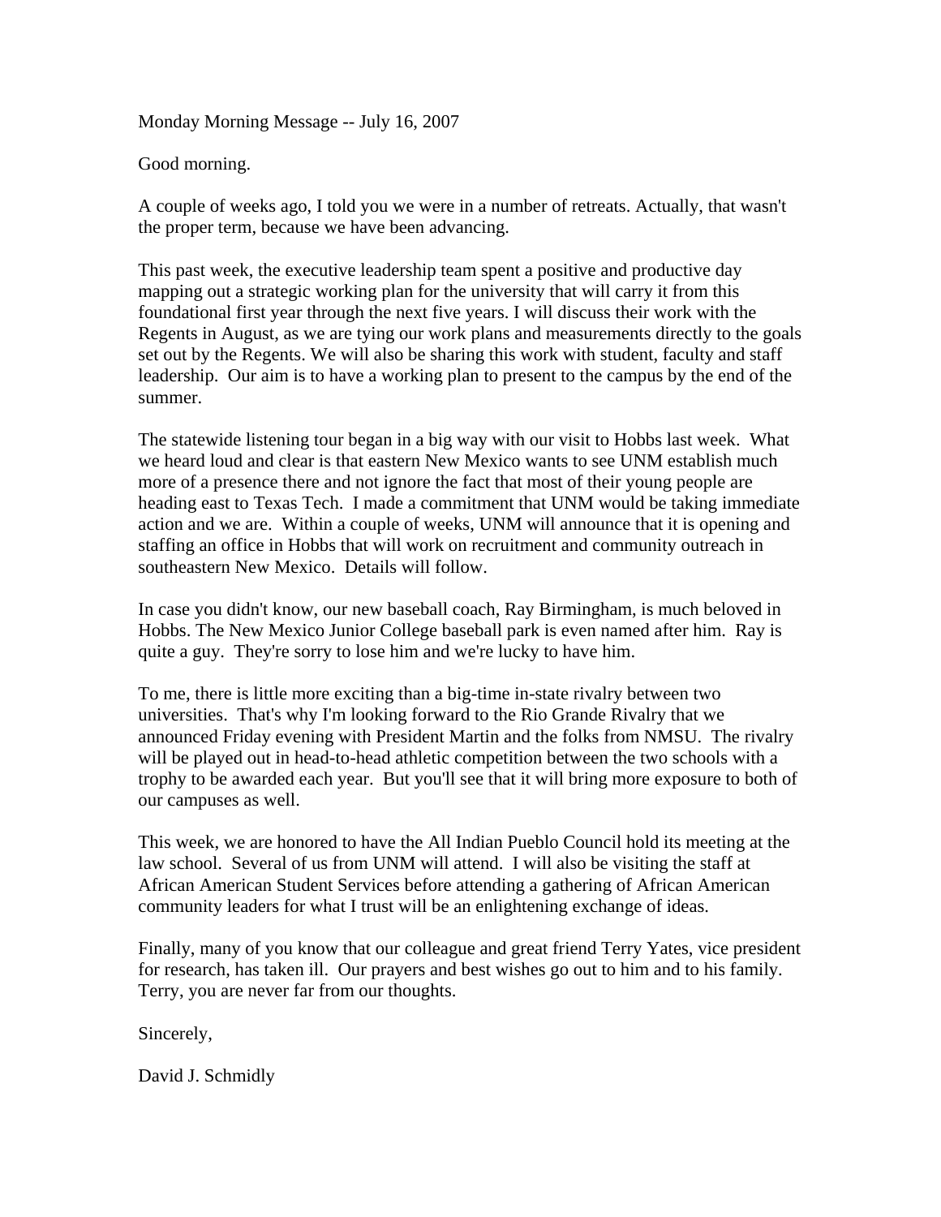Monday Morning Message -- July 16, 2007

Good morning.

A couple of weeks ago, I told you we were in a number of retreats. Actually, that wasn't the proper term, because we have been advancing.

This past week, the executive leadership team spent a positive and productive day mapping out a strategic working plan for the university that will carry it from this foundational first year through the next five years. I will discuss their work with the Regents in August, as we are tying our work plans and measurements directly to the goals set out by the Regents. We will also be sharing this work with student, faculty and staff leadership. Our aim is to have a working plan to present to the campus by the end of the summer.

The statewide listening tour began in a big way with our visit to Hobbs last week. What we heard loud and clear is that eastern New Mexico wants to see UNM establish much more of a presence there and not ignore the fact that most of their young people are heading east to Texas Tech. I made a commitment that UNM would be taking immediate action and we are. Within a couple of weeks, UNM will announce that it is opening and staffing an office in Hobbs that will work on recruitment and community outreach in southeastern New Mexico. Details will follow.

In case you didn't know, our new baseball coach, Ray Birmingham, is much beloved in Hobbs. The New Mexico Junior College baseball park is even named after him. Ray is quite a guy. They're sorry to lose him and we're lucky to have him.

To me, there is little more exciting than a big-time in-state rivalry between two universities. That's why I'm looking forward to the Rio Grande Rivalry that we announced Friday evening with President Martin and the folks from NMSU. The rivalry will be played out in head-to-head athletic competition between the two schools with a trophy to be awarded each year. But you'll see that it will bring more exposure to both of our campuses as well.

This week, we are honored to have the All Indian Pueblo Council hold its meeting at the law school. Several of us from UNM will attend. I will also be visiting the staff at African American Student Services before attending a gathering of African American community leaders for what I trust will be an enlightening exchange of ideas.

Finally, many of you know that our colleague and great friend Terry Yates, vice president for research, has taken ill. Our prayers and best wishes go out to him and to his family. Terry, you are never far from our thoughts.

Sincerely,

David J. Schmidly